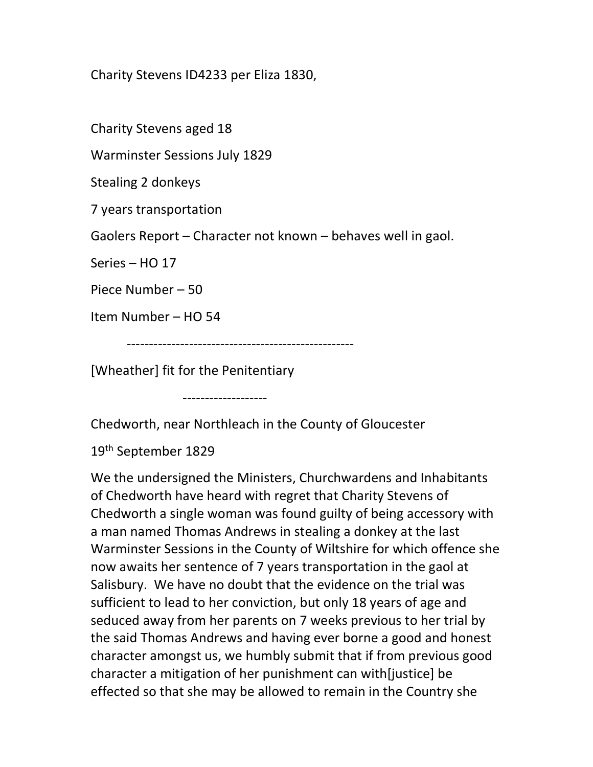Charity Stevens ID4233 per Eliza 1830,

Charity Stevens aged 18

Warminster Sessions July 1829

Stealing 2 donkeys

7 years transportation

Gaolers Report – Character not known – behaves well in gaol.

Series – HO 17

Piece Number – 50

Item Number – HO 54

---

[Wheather] fit for the Penitentiary

---

Chedworth, near Northleach in the County of Gloucester

19th September 1829

We the undersigned the Ministers, Churchwardens and Inhabitants of Chedworth have heard with regret that Charity Stevens of Chedworth a single woman was found guilty of being accessory with a man named Thomas Andrews in stealing a donkey at the last Warminster Sessions in the County of Wiltshire for which offence she now awaits her sentence of 7 years transportation in the gaol at Salisbury. We have no doubt that the evidence on the trial was sufficient to lead to her conviction, but only 18 years of age and seduced away from her parents on 7 weeks previous to her trial by the said Thomas Andrews and having ever borne a good and honest character amongst us, we humbly submit that if from previous good character a mitigation of her punishment can with[justice] be effected so that she may be allowed to remain in the Country she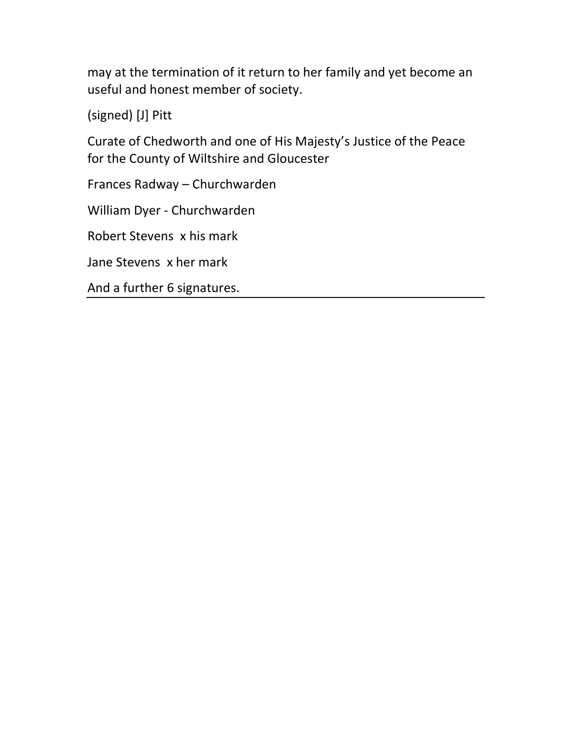may at the termination of it return to her family and yet become an useful and honest member of society.

(signed) [J] Pitt

Curate of Chedworth and one of His Majesty's Justice of the Peace for the County of Wiltshire and Gloucester

Frances Radway – Churchwarden

William Dyer - Churchwarden

Robert Stevens x his mark

Jane Stevens x her mark

And a further 6 signatures.